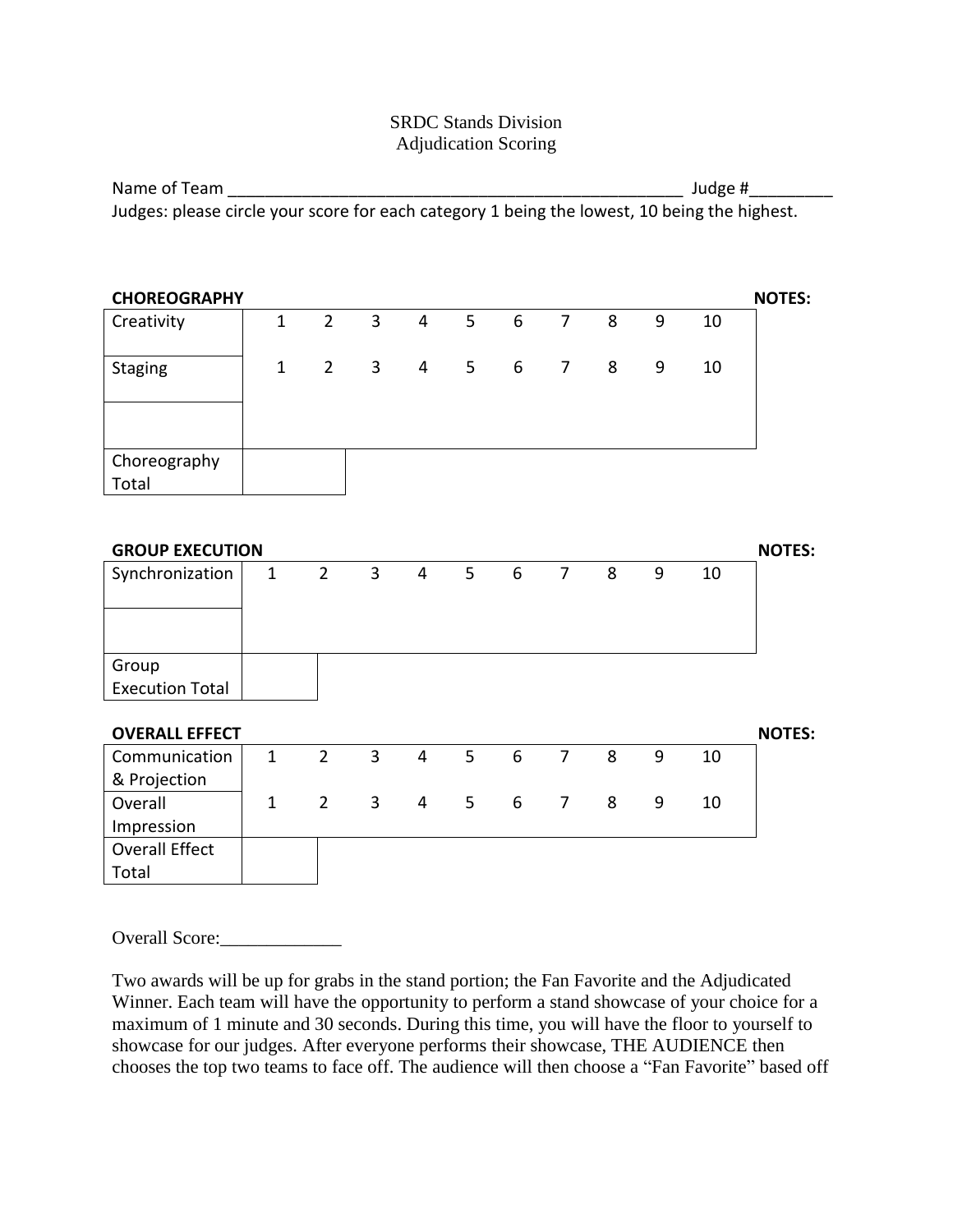SRDC Stands Division
Adjudication Scoring

Name of Team ____________________________________________________ Judge #_________

Judges: please circle your score for each category 1 being the lowest, 10 being the highest.

**CHOREOGRAPHY** **NOTES:**

| | | | | | | | | | | |
|---|---|---|---|---|---|---|---|---|---|---|
| Creativity | 1 | 2 | 3 | 4 | 5 | 6 | 7 | 8 | 9 | 10 |
| Staging | 1 | 2 | 3 | 4 | 5 | 6 | 7 | 8 | 9 | 10 |
| | | | | | | | | | | |
| Choreography Total | | | | | | | | | | |

**GROUP EXECUTION** **NOTES:**

| | | | | | | | | | | |
|---|---|---|---|---|---|---|---|---|---|---|
| Synchronization | 1 | 2 | 3 | 4 | 5 | 6 | 7 | 8 | 9 | 10 |
| | | | | | | | | | | |
| Group Execution Total | | | | | | | | | | |

**OVERALL EFFECT** **NOTES:**

| | | | | | | | | | | |
|---|---|---|---|---|---|---|---|---|---|---|
| Communication & Projection | 1 | 2 | 3 | 4 | 5 | 6 | 7 | 8 | 9 | 10 |
| Overall Impression | 1 | 2 | 3 | 4 | 5 | 6 | 7 | 8 | 9 | 10 |
| Overall Effect Total | | | | | | | | | | |

Overall Score:_____________

Two awards will be up for grabs in the stand portion; the Fan Favorite and the Adjudicated Winner. Each team will have the opportunity to perform a stand showcase of your choice for a maximum of 1 minute and 30 seconds. During this time, you will have the floor to yourself to showcase for our judges. After everyone performs their showcase, THE AUDIENCE then chooses the top two teams to face off. The audience will then choose a "Fan Favorite" based off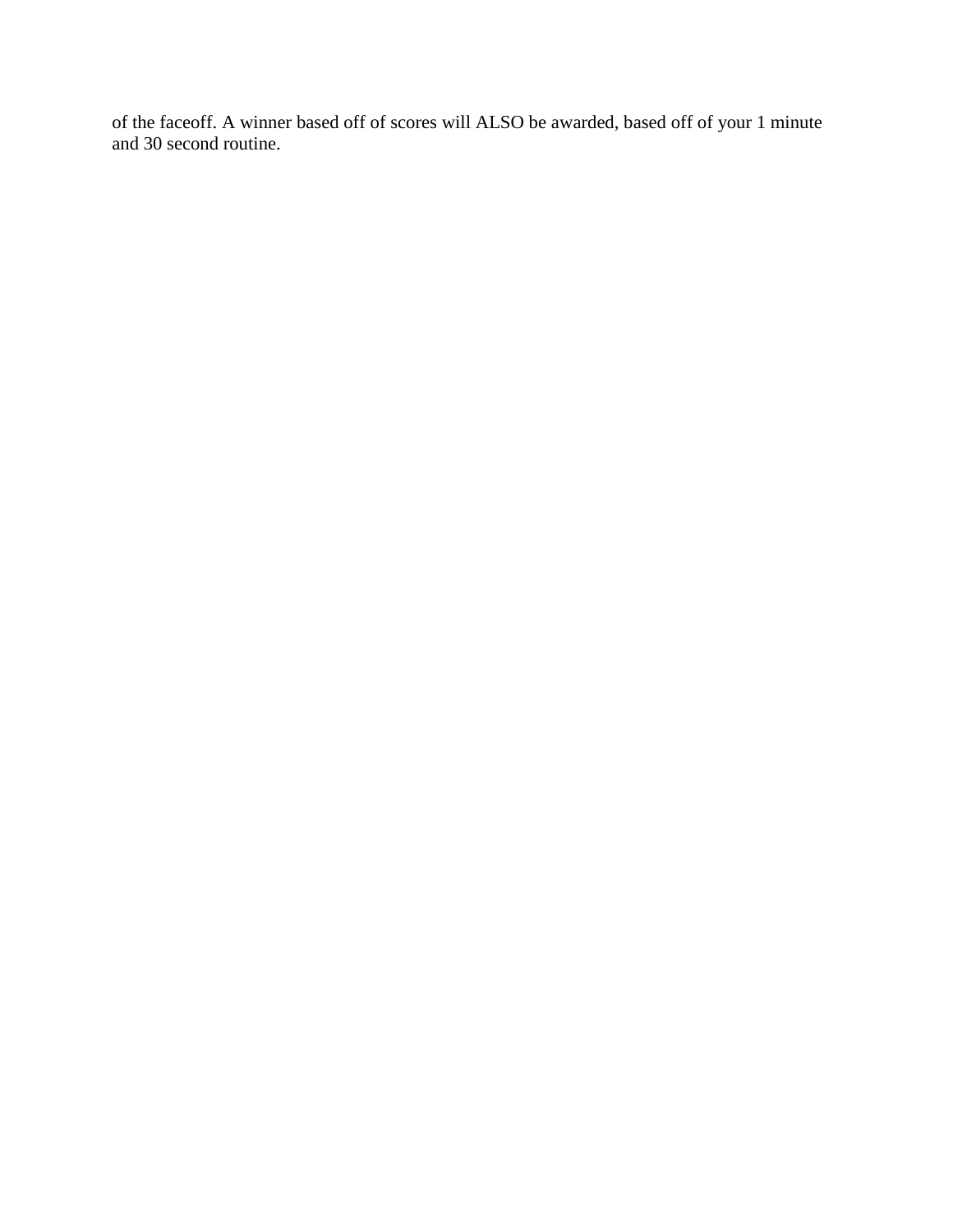of the faceoff. A winner based off of scores will ALSO be awarded, based off of your 1 minute and 30 second routine.